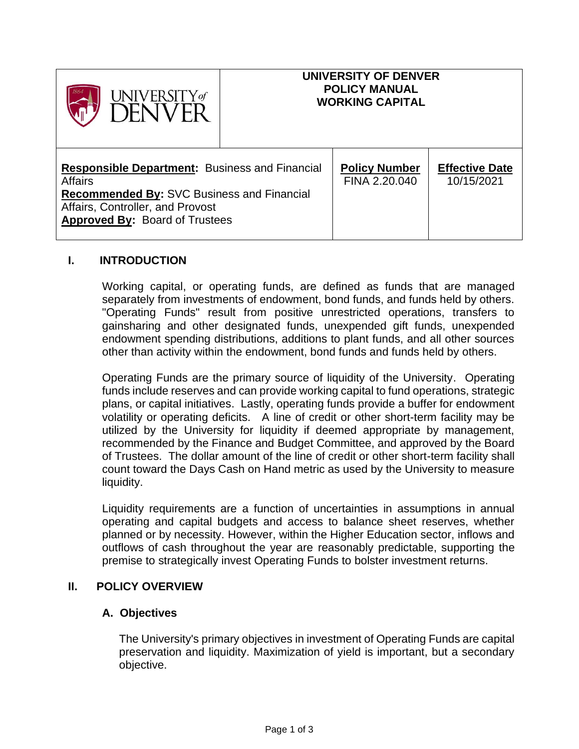| UNIVERSITY of DENVER | UNIVERSITY OF DENVER<br>POLICY MANUAL<br>WORKING CAPITAL | | |
|---|---|---|---|
| **Responsible Department:** Business and Financial Affairs<br>**Recommended By:** SVC Business and Financial Affairs, Controller, and Provost<br>**Approved By:** Board of Trustees | | **Policy Number**<br>FINA 2.20.040 | **Effective Date**<br>10/15/2021 |

## I. INTRODUCTION

Working capital, or operating funds, are defined as funds that are managed separately from investments of endowment, bond funds, and funds held by others. "Operating Funds" result from positive unrestricted operations, transfers to gainsharing and other designated funds, unexpended gift funds, unexpended endowment spending distributions, additions to plant funds, and all other sources other than activity within the endowment, bond funds and funds held by others.

Operating Funds are the primary source of liquidity of the University. Operating funds include reserves and can provide working capital to fund operations, strategic plans, or capital initiatives. Lastly, operating funds provide a buffer for endowment volatility or operating deficits. A line of credit or other short-term facility may be utilized by the University for liquidity if deemed appropriate by management, recommended by the Finance and Budget Committee, and approved by the Board of Trustees. The dollar amount of the line of credit or other short-term facility shall count toward the Days Cash on Hand metric as used by the University to measure liquidity.

Liquidity requirements are a function of uncertainties in assumptions in annual operating and capital budgets and access to balance sheet reserves, whether planned or by necessity. However, within the Higher Education sector, inflows and outflows of cash throughout the year are reasonably predictable, supporting the premise to strategically invest Operating Funds to bolster investment returns.

## II. POLICY OVERVIEW

### A. Objectives

The University's primary objectives in investment of Operating Funds are capital preservation and liquidity. Maximization of yield is important, but a secondary objective.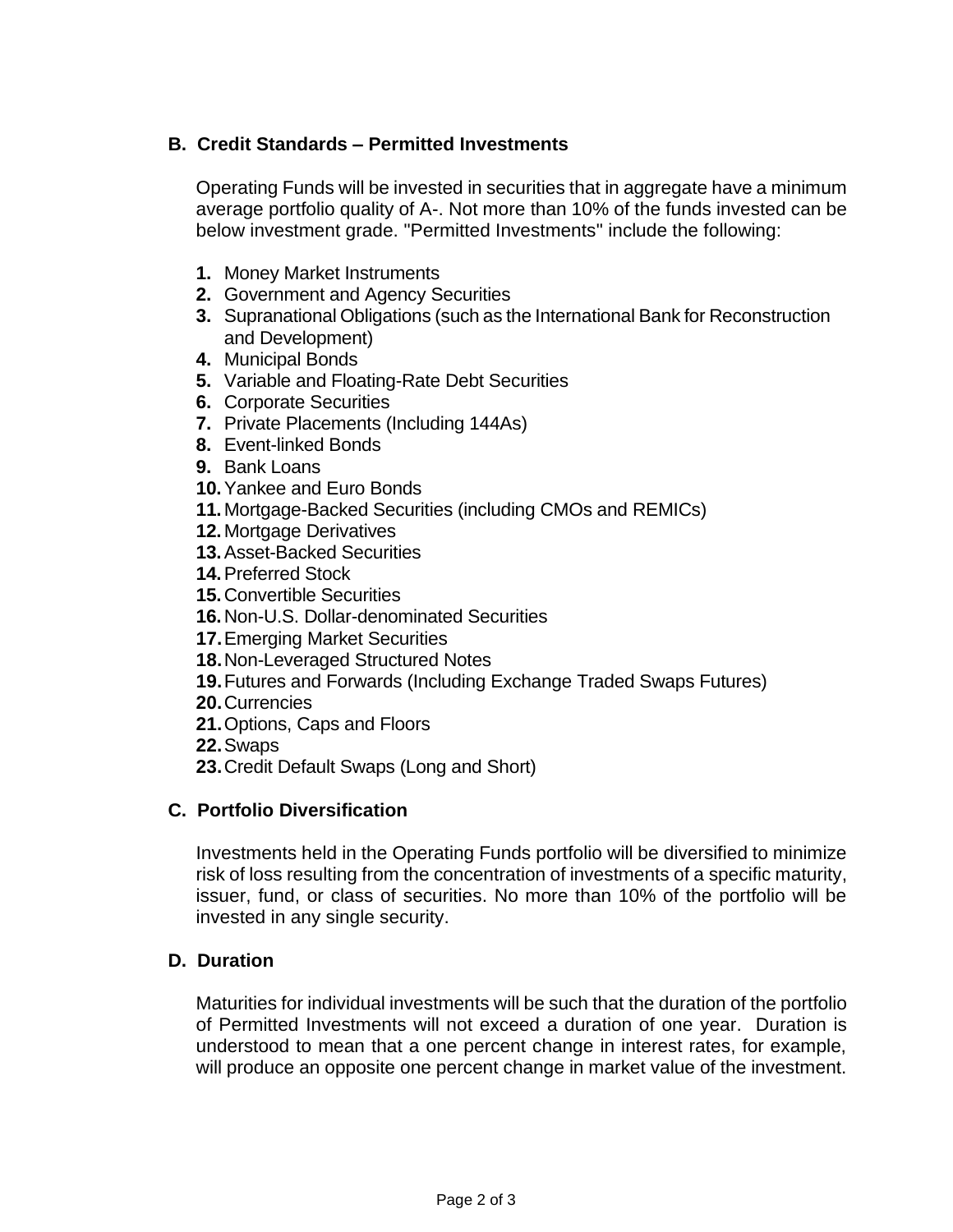### B. Credit Standards – Permitted Investments

Operating Funds will be invested in securities that in aggregate have a minimum average portfolio quality of A-. Not more than 10% of the funds invested can be below investment grade. "Permitted Investments" include the following:

1. Money Market Instruments
2. Government and Agency Securities
3. Supranational Obligations (such as the International Bank for Reconstruction and Development)
4. Municipal Bonds
5. Variable and Floating-Rate Debt Securities
6. Corporate Securities
7. Private Placements (Including 144As)
8. Event-linked Bonds
9. Bank Loans
10. Yankee and Euro Bonds
11. Mortgage-Backed Securities (including CMOs and REMICs)
12. Mortgage Derivatives
13. Asset-Backed Securities
14. Preferred Stock
15. Convertible Securities
16. Non-U.S. Dollar-denominated Securities
17. Emerging Market Securities
18. Non-Leveraged Structured Notes
19. Futures and Forwards (Including Exchange Traded Swaps Futures)
20. Currencies
21. Options, Caps and Floors
22. Swaps
23. Credit Default Swaps (Long and Short)

### C. Portfolio Diversification

Investments held in the Operating Funds portfolio will be diversified to minimize risk of loss resulting from the concentration of investments of a specific maturity, issuer, fund, or class of securities. No more than 10% of the portfolio will be invested in any single security.

### D. Duration

Maturities for individual investments will be such that the duration of the portfolio of Permitted Investments will not exceed a duration of one year. Duration is understood to mean that a one percent change in interest rates, for example, will produce an opposite one percent change in market value of the investment.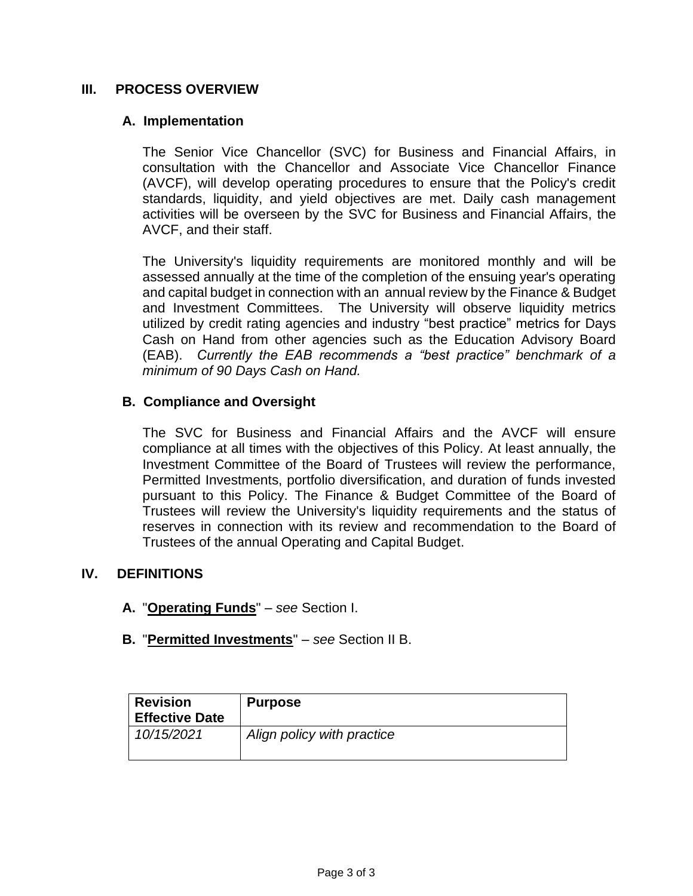## III. PROCESS OVERVIEW

### A. Implementation

The Senior Vice Chancellor (SVC) for Business and Financial Affairs, in consultation with the Chancellor and Associate Vice Chancellor Finance (AVCF), will develop operating procedures to ensure that the Policy's credit standards, liquidity, and yield objectives are met. Daily cash management activities will be overseen by the SVC for Business and Financial Affairs, the AVCF, and their staff.

The University's liquidity requirements are monitored monthly and will be assessed annually at the time of the completion of the ensuing year's operating and capital budget in connection with an annual review by the Finance & Budget and Investment Committees. The University will observe liquidity metrics utilized by credit rating agencies and industry "best practice" metrics for Days Cash on Hand from other agencies such as the Education Advisory Board (EAB). *Currently the EAB recommends a "best practice" benchmark of a minimum of 90 Days Cash on Hand.*

### B. Compliance and Oversight

The SVC for Business and Financial Affairs and the AVCF will ensure compliance at all times with the objectives of this Policy. At least annually, the Investment Committee of the Board of Trustees will review the performance, Permitted Investments, portfolio diversification, and duration of funds invested pursuant to this Policy. The Finance & Budget Committee of the Board of Trustees will review the University's liquidity requirements and the status of reserves in connection with its review and recommendation to the Board of Trustees of the annual Operating and Capital Budget.

## IV. DEFINITIONS

**A.** "**<u>Operating Funds</u>**" – *see* Section I.

**B.** "**<u>Permitted Investments</u>**" – *see* Section II B.

| **Revision Effective Date** | **Purpose** |
|---|---|
| *10/15/2021* | *Align policy with practice* |